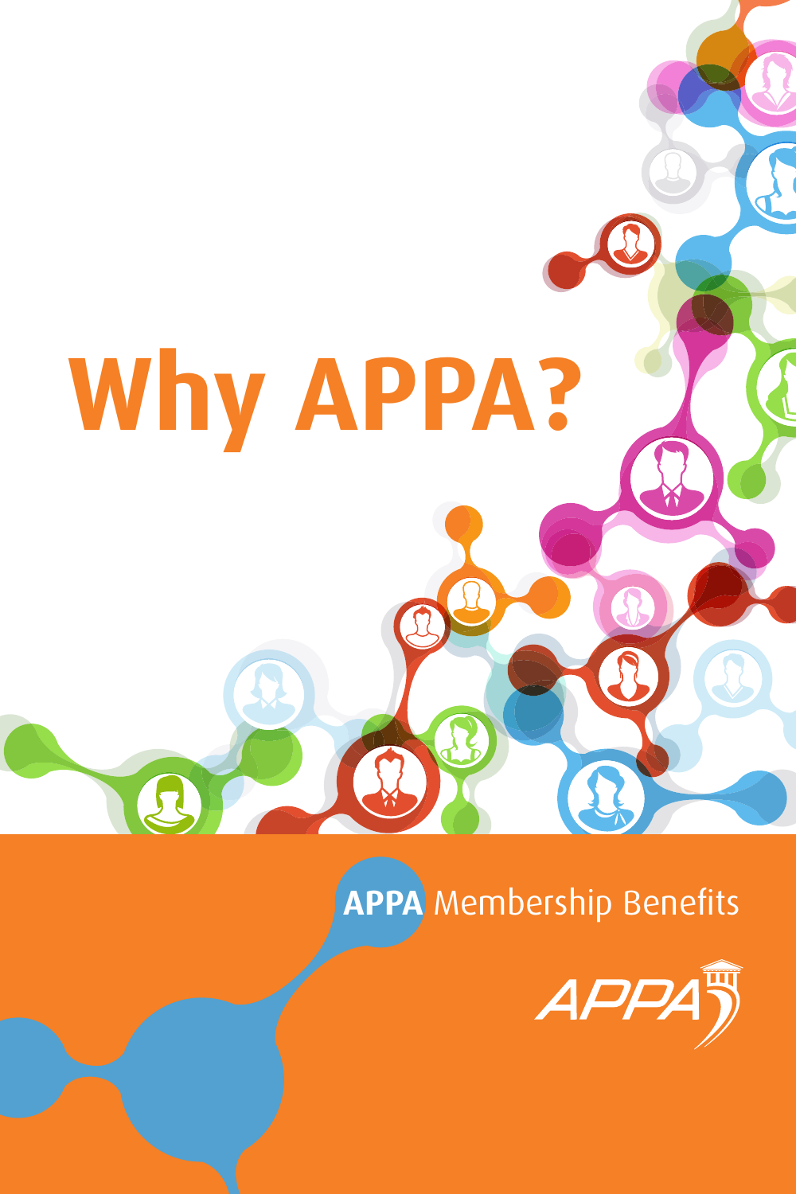# Why APPA?

**APPA** Membership Benefits

APPA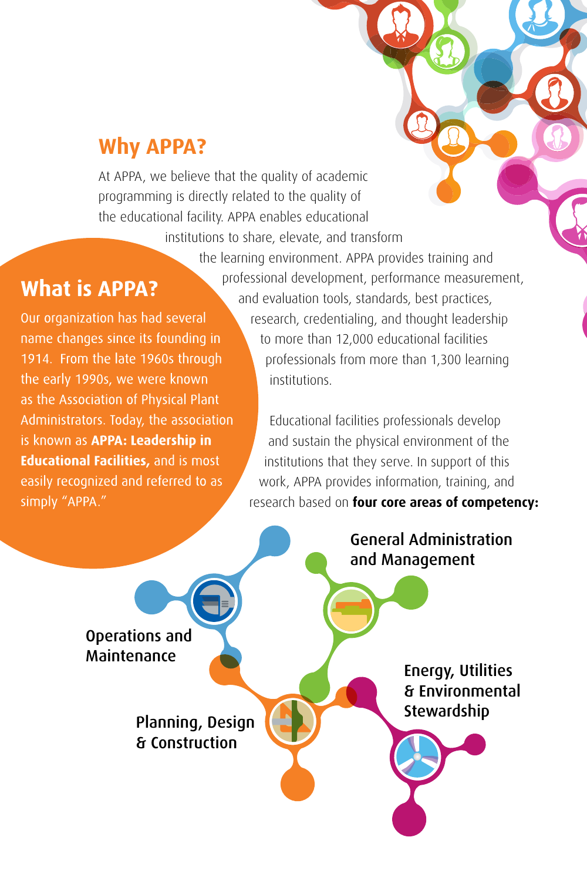## Why APPA?

At APPA, we believe that the quality of academic programming is directly related to the quality of the educational facility. APPA enables educational institutions to share, elevate, and transform the learning environment. APPA provides training and professional development, performance measurement, and evaluation tools, standards, best practices, research, credentialing, and thought leadership to more than 12,000 educational facilities professionals from more than 1,300 learning institutions.

Educational facilities professionals develop and sustain the physical environment of the institutions that they serve. In support of this work, APPA provides information, training, and research based on **four core areas of competency:**

- General Administration and Management
- Operations and Maintenance
- Energy, Utilities & Environmental Stewardship
- Planning, Design & Construction

## What is APPA?

Our organization has had several name changes since its founding in 1914. From the late 1960s through the early 1990s, we were known as the Association of Physical Plant Administrators. Today, the association is known as **APPA: Leadership in Educational Facilities,** and is most easily recognized and referred to as simply "APPA."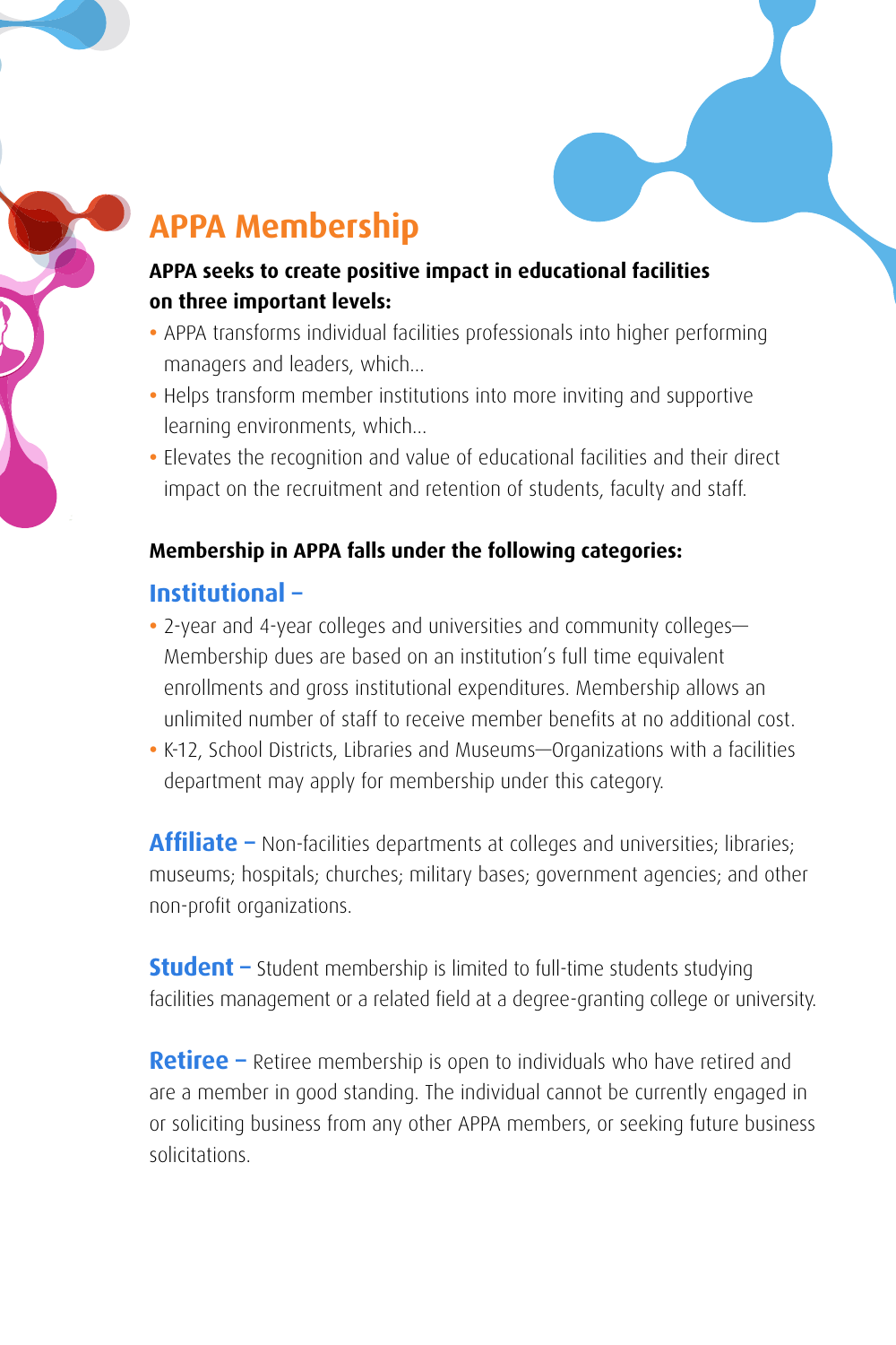# APPA Membership

**APPA seeks to create positive impact in educational facilities on three important levels:**

- APPA transforms individual facilities professionals into higher performing managers and leaders, which...
- Helps transform member institutions into more inviting and supportive learning environments, which...
- Elevates the recognition and value of educational facilities and their direct impact on the recruitment and retention of students, faculty and staff.

**Membership in APPA falls under the following categories:**

## Institutional –

- 2-year and 4-year colleges and universities and community colleges—Membership dues are based on an institution's full time equivalent enrollments and gross institutional expenditures. Membership allows an unlimited number of staff to receive member benefits at no additional cost.
- K-12, School Districts, Libraries and Museums—Organizations with a facilities department may apply for membership under this category.

**Affiliate –** Non-facilities departments at colleges and universities; libraries; museums; hospitals; churches; military bases; government agencies; and other non-profit organizations.

**Student –** Student membership is limited to full-time students studying facilities management or a related field at a degree-granting college or university.

**Retiree –** Retiree membership is open to individuals who have retired and are a member in good standing. The individual cannot be currently engaged in or soliciting business from any other APPA members, or seeking future business solicitations.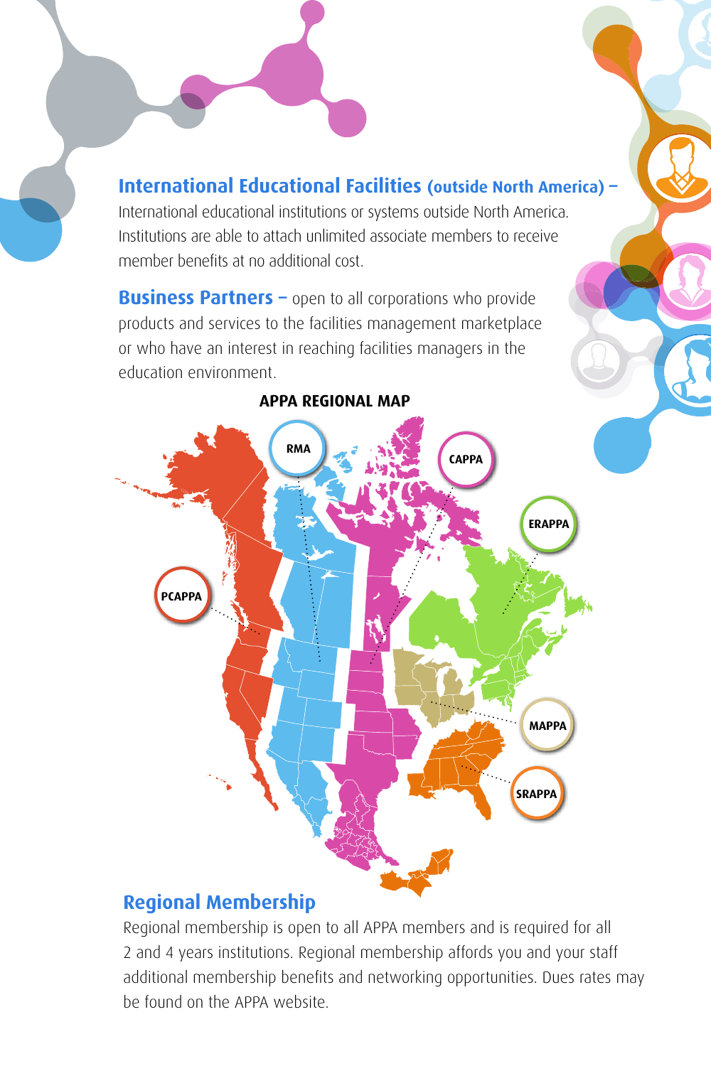**International Educational Facilities (outside North America) –** International educational institutions or systems outside North America. Institutions are able to attach unlimited associate members to receive member benefits at no additional cost.

**Business Partners –** open to all corporations who provide products and services to the facilities management marketplace or who have an interest in reaching facilities managers in the education environment.

**APPA REGIONAL MAP**

RMA

CAPPA

ERAPPA

PCAPPA

MAPPA

SRAPPA

## Regional Membership

Regional membership is open to all APPA members and is required for all 2 and 4 years institutions. Regional membership affords you and your staff additional membership benefits and networking opportunities. Dues rates may be found on the APPA website.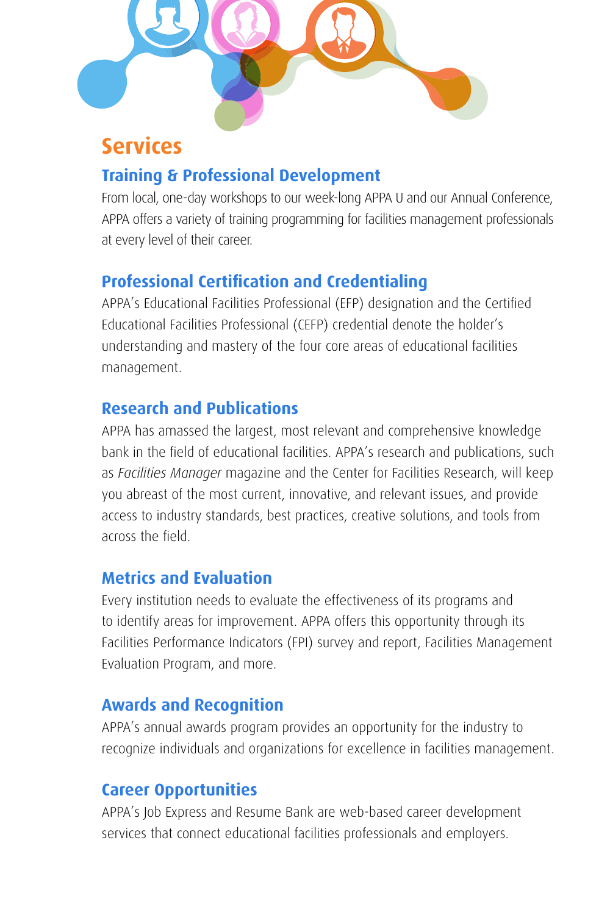# Services

## Training & Professional Development

From local, one-day workshops to our week-long APPA U and our Annual Conference, APPA offers a variety of training programming for facilities management professionals at every level of their career.

## Professional Certification and Credentialing

APPA's Educational Facilities Professional (EFP) designation and the Certified Educational Facilities Professional (CEFP) credential denote the holder's understanding and mastery of the four core areas of educational facilities management.

## Research and Publications

APPA has amassed the largest, most relevant and comprehensive knowledge bank in the field of educational facilities. APPA's research and publications, such as *Facilities Manager* magazine and the Center for Facilities Research, will keep you abreast of the most current, innovative, and relevant issues, and provide access to industry standards, best practices, creative solutions, and tools from across the field.

## Metrics and Evaluation

Every institution needs to evaluate the effectiveness of its programs and to identify areas for improvement. APPA offers this opportunity through its Facilities Performance Indicators (FPI) survey and report, Facilities Management Evaluation Program, and more.

## Awards and Recognition

APPA's annual awards program provides an opportunity for the industry to recognize individuals and organizations for excellence in facilities management.

## Career Opportunities

APPA's Job Express and Resume Bank are web-based career development services that connect educational facilities professionals and employers.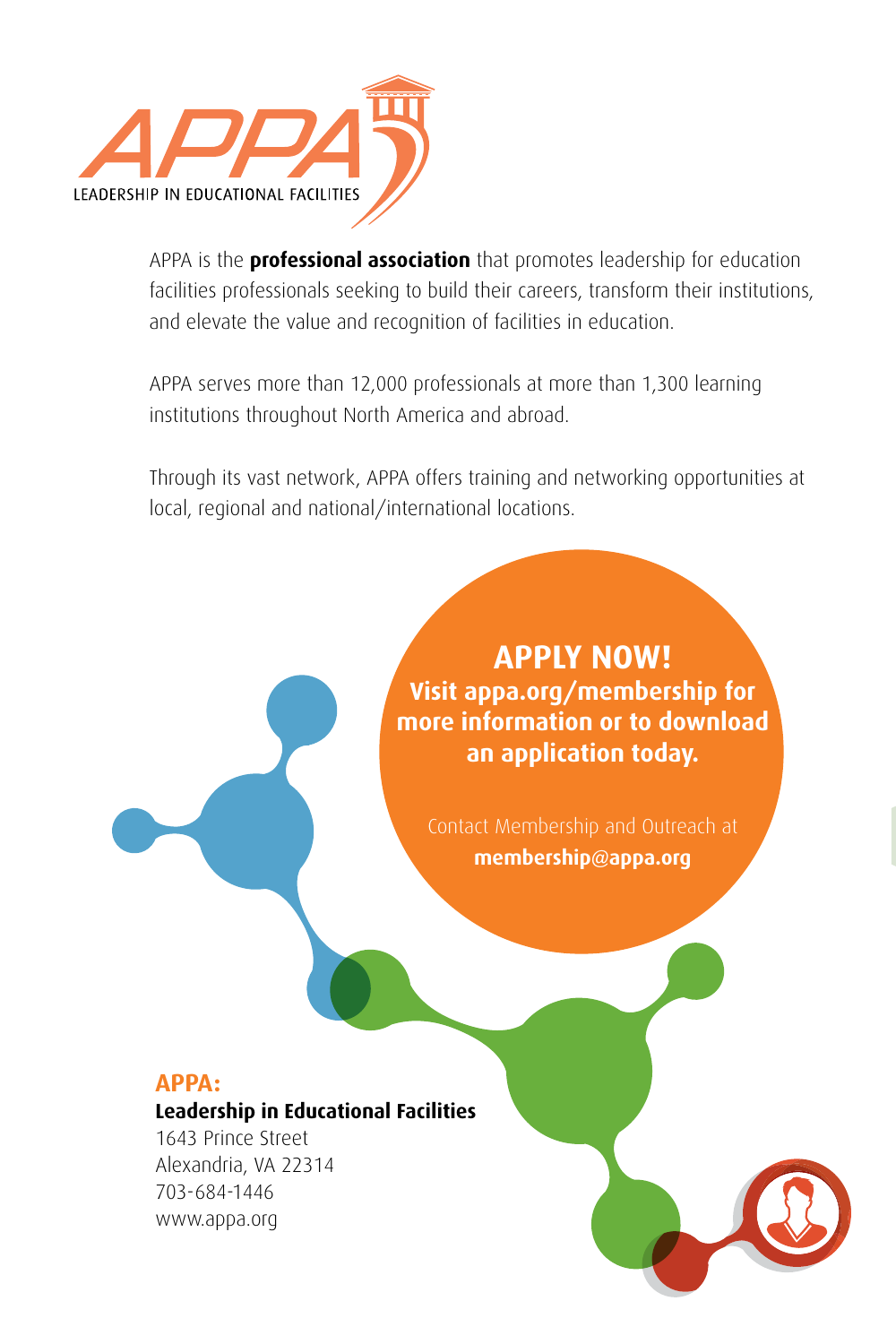APPA

LEADERSHIP IN EDUCATIONAL FACILITIES

APPA is the **professional association** that promotes leadership for education facilities professionals seeking to build their careers, transform their institutions, and elevate the value and recognition of facilities in education.

APPA serves more than 12,000 professionals at more than 1,300 learning institutions throughout North America and abroad.

Through its vast network, APPA offers training and networking opportunities at local, regional and national/international locations.

## APPLY NOW!

**Visit appa.org/membership for more information or to download an application today.**

Contact Membership and Outreach at
**membership@appa.org**

### APPA:

**Leadership in Educational Facilities**
1643 Prince Street
Alexandria, VA 22314
703-684-1446
www.appa.org